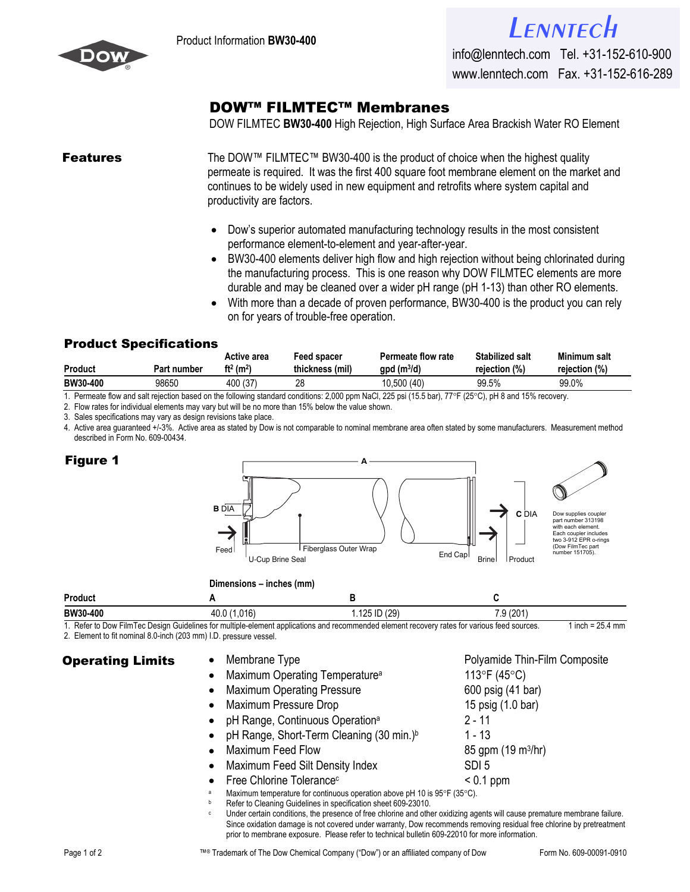Product Information **BW30-400**

**LENNTECH**
info@lenntech.com Tel. +31-152-610-900
www.lenntech.com Fax. +31-152-616-289

# DOW™ FILMTEC™ Membranes

DOW FILMTEC **BW30-400** High Rejection, High Surface Area Brackish Water RO Element

## Features

The DOW™ FILMTEC™ BW30-400 is the product of choice when the highest quality permeate is required. It was the first 400 square foot membrane element on the market and continues to be widely used in new equipment and retrofits where system capital and productivity are factors.

- Dow's superior automated manufacturing technology results in the most consistent performance element-to-element and year-after-year.
- BW30-400 elements deliver high flow and high rejection without being chlorinated during the manufacturing process. This is one reason why DOW FILMTEC elements are more durable and may be cleaned over a wider pH range (pH 1-13) than other RO elements.
- With more than a decade of proven performance, BW30-400 is the product you can rely on for years of trouble-free operation.

## Product Specifications

| Product | Part number | Active area $ft^2$ ($m^2$) | Feed spacer thickness (mil) | Permeate flow rate gpd ($m^3$/d) | Stabilized salt rejection (%) | Minimum salt rejection (%) |
|---|---|---|---|---|---|---|
| BW30-400 | 98650 | 400 (37) | 28 | 10,500 (40) | 99.5% | 99.0% |

1. Permeate flow and salt rejection based on the following standard conditions: 2,000 ppm NaCl, 225 psi (15.5 bar), 77°F (25°C), pH 8 and 15% recovery.
2. Flow rates for individual elements may vary but will be no more than 15% below the value shown.
3. Sales specifications may vary as design revisions take place.
4. Active area guaranteed +/-3%. Active area as stated by Dow is not comparable to nominal membrane area often stated by some manufacturers. Measurement method described in Form No. 609-00434.

## Figure 1

Labels: A; B DIA; C DIA; Feed; U-Cup Brine Seal; Fiberglass Outer Wrap; End Cap; Brine; Product

Dow supplies coupler part number 313198 with each element. Each coupler includes two 3-912 EPR o-rings (Dow FilmTec part number 151705).

Dimensions – inches (mm)

| Product | A | B | C |
|---|---|---|---|
| BW30-400 | 40.0 (1,016) | 1.125 ID (29) | 7.9 (201) |

1. Refer to Dow FilmTec Design Guidelines for multiple-element applications and recommended element recovery rates for various feed sources. 1 inch = 25.4 mm
2. Element to fit nominal 8.0-inch (203 mm) I.D. pressure vessel.

## Operating Limits

- Membrane Type: Polyamide Thin-Film Composite
- Maximum Operating Temperature[a]: 113°F (45°C)
- Maximum Operating Pressure: 600 psig (41 bar)
- Maximum Pressure Drop: 15 psig (1.0 bar)
- pH Range, Continuous Operation[a]: 2 - 11
- pH Range, Short-Term Cleaning (30 min.)[b]: 1 - 13
- Maximum Feed Flow: 85 gpm (19 $m^3$/hr)
- Maximum Feed Silt Density Index: SDI 5
- Free Chlorine Tolerance[c]: < 0.1 ppm

[a] Maximum temperature for continuous operation above pH 10 is 95°F (35°C).
[b] Refer to Cleaning Guidelines in specification sheet 609-23010.
[c] Under certain conditions, the presence of free chlorine and other oxidizing agents will cause premature membrane failure. Since oxidation damage is not covered under warranty, Dow recommends removing residual free chlorine by pretreatment prior to membrane exposure. Please refer to technical bulletin 609-22010 for more information.

™® Trademark of The Dow Chemical Company ("Dow") or an affiliated company of Dow

Form No. 609-00091-0910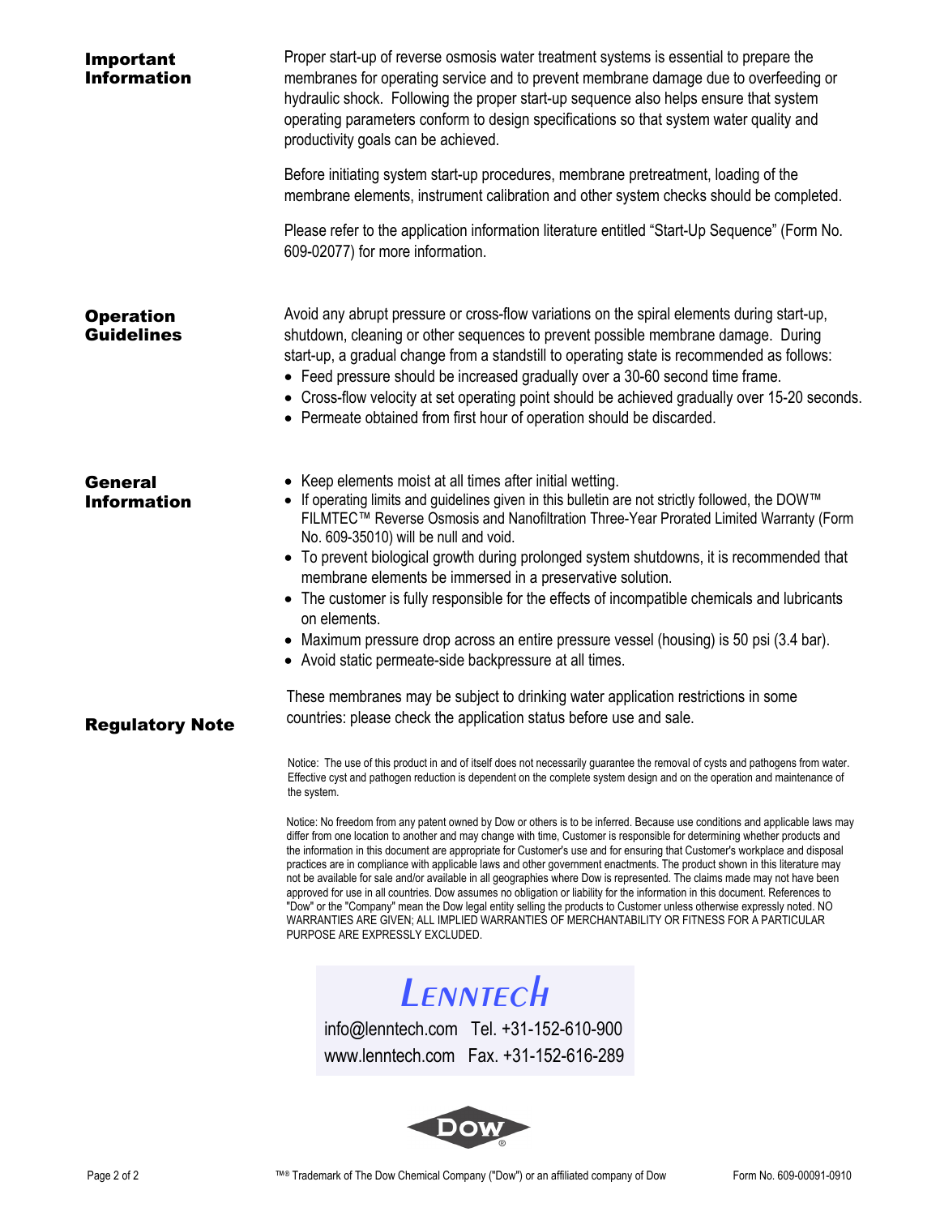## Important Information

Proper start-up of reverse osmosis water treatment systems is essential to prepare the membranes for operating service and to prevent membrane damage due to overfeeding or hydraulic shock. Following the proper start-up sequence also helps ensure that system operating parameters conform to design specifications so that system water quality and productivity goals can be achieved.

Before initiating system start-up procedures, membrane pretreatment, loading of the membrane elements, instrument calibration and other system checks should be completed.

Please refer to the application information literature entitled "Start-Up Sequence" (Form No. 609-02077) for more information.

## Operation Guidelines

Avoid any abrupt pressure or cross-flow variations on the spiral elements during start-up, shutdown, cleaning or other sequences to prevent possible membrane damage. During start-up, a gradual change from a standstill to operating state is recommended as follows:

- Feed pressure should be increased gradually over a 30-60 second time frame.
- Cross-flow velocity at set operating point should be achieved gradually over 15-20 seconds.
- Permeate obtained from first hour of operation should be discarded.

## General Information

- Keep elements moist at all times after initial wetting.
- If operating limits and guidelines given in this bulletin are not strictly followed, the DOW™ FILMTEC™ Reverse Osmosis and Nanofiltration Three-Year Prorated Limited Warranty (Form No. 609-35010) will be null and void.
- To prevent biological growth during prolonged system shutdowns, it is recommended that membrane elements be immersed in a preservative solution.
- The customer is fully responsible for the effects of incompatible chemicals and lubricants on elements.
- Maximum pressure drop across an entire pressure vessel (housing) is 50 psi (3.4 bar).
- Avoid static permeate-side backpressure at all times.

## Regulatory Note

These membranes may be subject to drinking water application restrictions in some countries: please check the application status before use and sale.

Notice: The use of this product in and of itself does not necessarily guarantee the removal of cysts and pathogens from water. Effective cyst and pathogen reduction is dependent on the complete system design and on the operation and maintenance of the system.

Notice: No freedom from any patent owned by Dow or others is to be inferred. Because use conditions and applicable laws may differ from one location to another and may change with time, Customer is responsible for determining whether products and the information in this document are appropriate for Customer's use and for ensuring that Customer's workplace and disposal practices are in compliance with applicable laws and other government enactments. The product shown in this literature may not be available for sale and/or available in all geographies where Dow is represented. The claims made may not have been approved for use in all countries. Dow assumes no obligation or liability for the information in this document. References to "Dow" or the "Company" mean the Dow legal entity selling the products to Customer unless otherwise expressly noted. NO WARRANTIES ARE GIVEN; ALL IMPLIED WARRANTIES OF MERCHANTABILITY OR FITNESS FOR A PARTICULAR PURPOSE ARE EXPRESSLY EXCLUDED.

LENNTECH

info@lenntech.com Tel. +31-152-610-900
www.lenntech.com Fax. +31-152-616-289

DOW

™® Trademark of The Dow Chemical Company ("Dow") or an affiliated company of Dow

Form No. 609-00091-0910